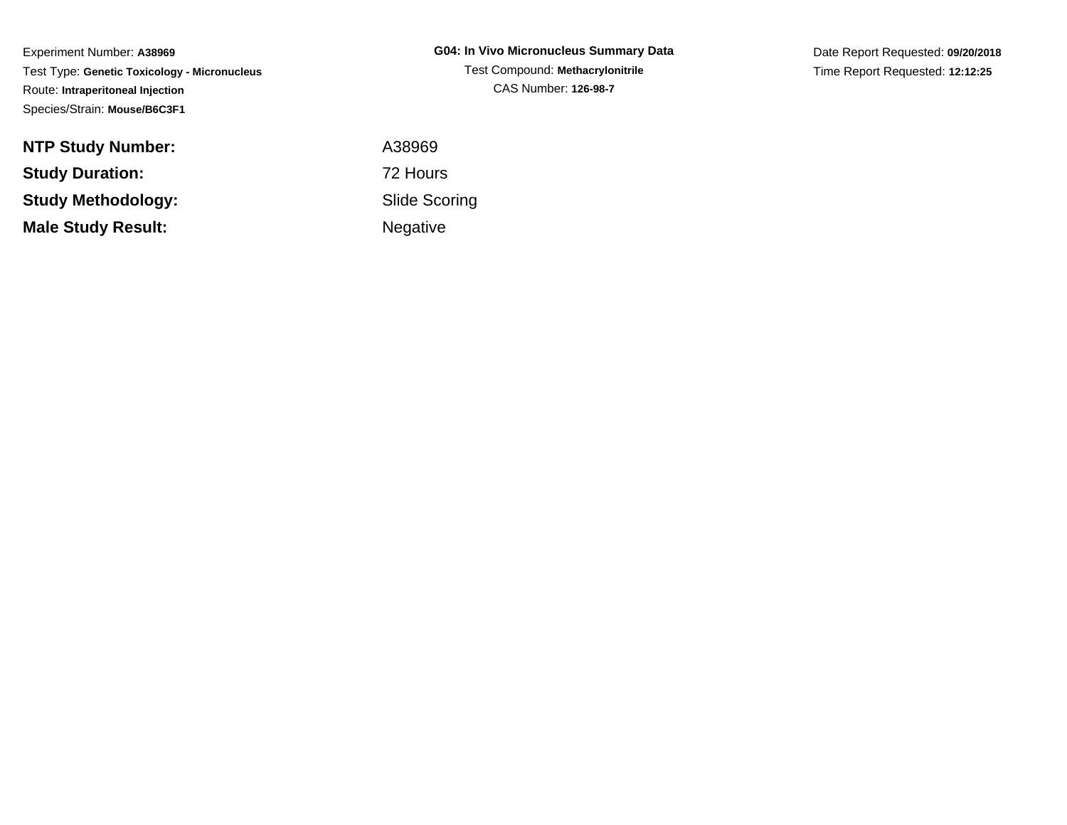Experiment Number: **A38969**
Test Type: **Genetic Toxicology - Micronucleus**
Route: **Intraperitoneal Injection**
Species/Strain: **Mouse/B6C3F1**

**G04: In Vivo Micronucleus Summary Data**
Test Compound: **Methacrylonitrile**
CAS Number: **126-98-7**

Date Report Requested: **09/20/2018**
Time Report Requested: **12:12:25**

| | |
|---|---|
| **NTP Study Number:** | A38969 |
| **Study Duration:** | 72 Hours |
| **Study Methodology:** | Slide Scoring |
| **Male Study Result:** | Negative |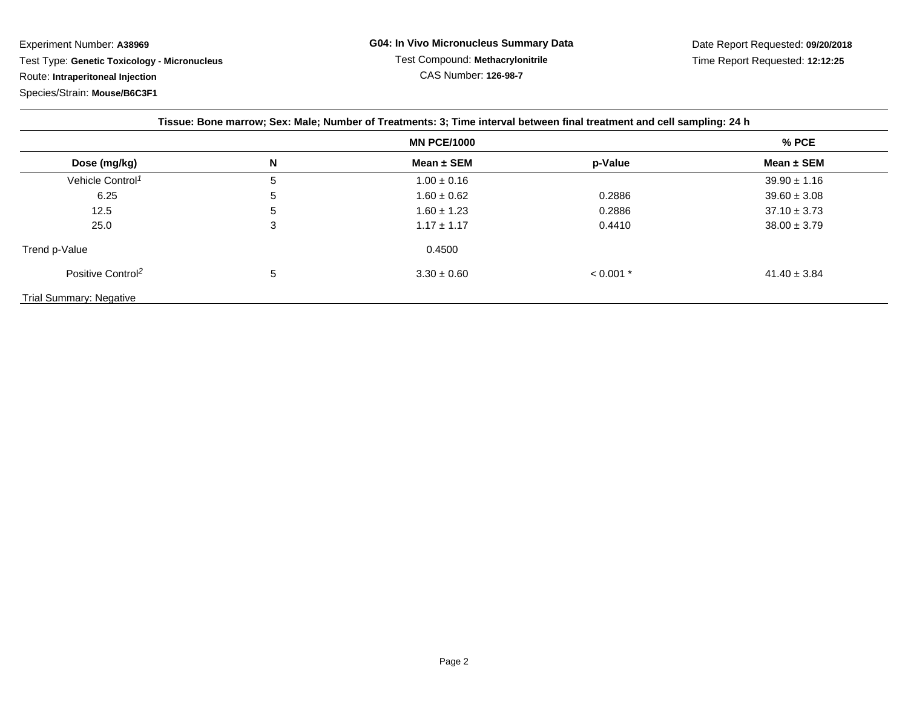Experiment Number: **A38969**

Test Type: **Genetic Toxicology - Micronucleus**

Route: **Intraperitoneal Injection**

Species/Strain: **Mouse/B6C3F1**

**G04: In Vivo Micronucleus Summary Data**

Test Compound: **Methacrylonitrile**

CAS Number: **126-98-7**

Date Report Requested: **09/20/2018**

Time Report Requested: **12:12:25**

**Tissue: Bone marrow; Sex: Male; Number of Treatments: 3; Time interval between final treatment and cell sampling: 24 h**

| | | MN PCE/1000 | | % PCE |
|---|---|---|---|---|
| **Dose (mg/kg)** | **N** | **Mean ± SEM** | **p-Value** | **Mean ± SEM** |
| Vehicle Control[1] | 5 | 1.00 ± 0.16 | | 39.90 ± 1.16 |
| 6.25 | 5 | 1.60 ± 0.62 | 0.2886 | 39.60 ± 3.08 |
| 12.5 | 5 | 1.60 ± 1.23 | 0.2886 | 37.10 ± 3.73 |
| 25.0 | 3 | 1.17 ± 1.17 | 0.4410 | 38.00 ± 3.79 |
| Trend p-Value | | 0.4500 | | |
| Positive Control[2] | 5 | 3.30 ± 0.60 | < 0.001 * | 41.40 ± 3.84 |

Trial Summary: Negative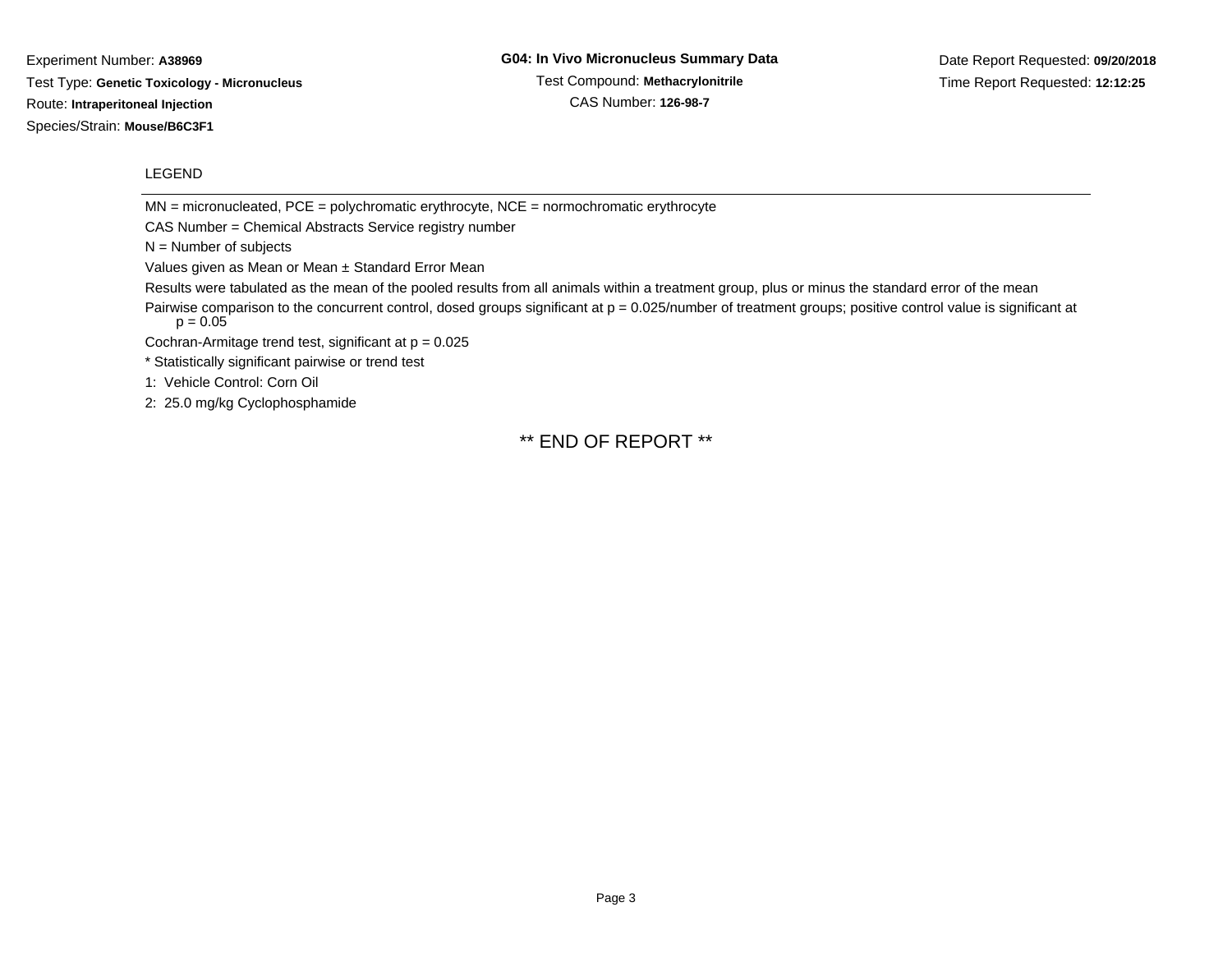Experiment Number: **A38969**

Test Type: **Genetic Toxicology - Micronucleus**

Route: **Intraperitoneal Injection**

Species/Strain: **Mouse/B6C3F1**

**G04: In Vivo Micronucleus Summary Data**

Test Compound: **Methacrylonitrile**

CAS Number: **126-98-7**

Date Report Requested: **09/20/2018**

Time Report Requested: **12:12:25**

LEGEND

MN = micronucleated, PCE = polychromatic erythrocyte, NCE = normochromatic erythrocyte

CAS Number = Chemical Abstracts Service registry number

N = Number of subjects

Values given as Mean or Mean ± Standard Error Mean

Results were tabulated as the mean of the pooled results from all animals within a treatment group, plus or minus the standard error of the mean

Pairwise comparison to the concurrent control, dosed groups significant at p = 0.025/number of treatment groups; positive control value is significant at p = 0.05

Cochran-Armitage trend test, significant at p = 0.025

* Statistically significant pairwise or trend test

1: Vehicle Control: Corn Oil

2: 25.0 mg/kg Cyclophosphamide

** END OF REPORT **